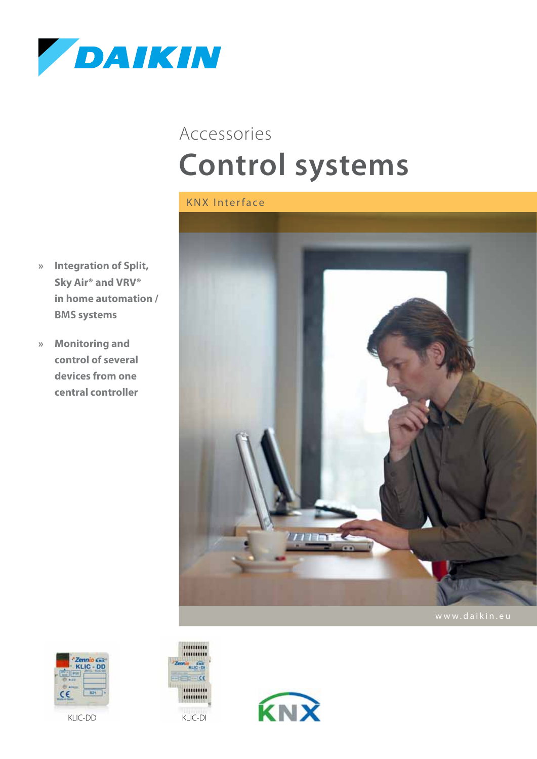DAIKIN

Accessories

# Control systems

## KNX Interface

- Integration of Split, Sky Air® and VRV® in home automation / BMS systems
- Monitoring and control of several devices from one central controller

www.daikin.eu

KLIC-DD

KLIC-DI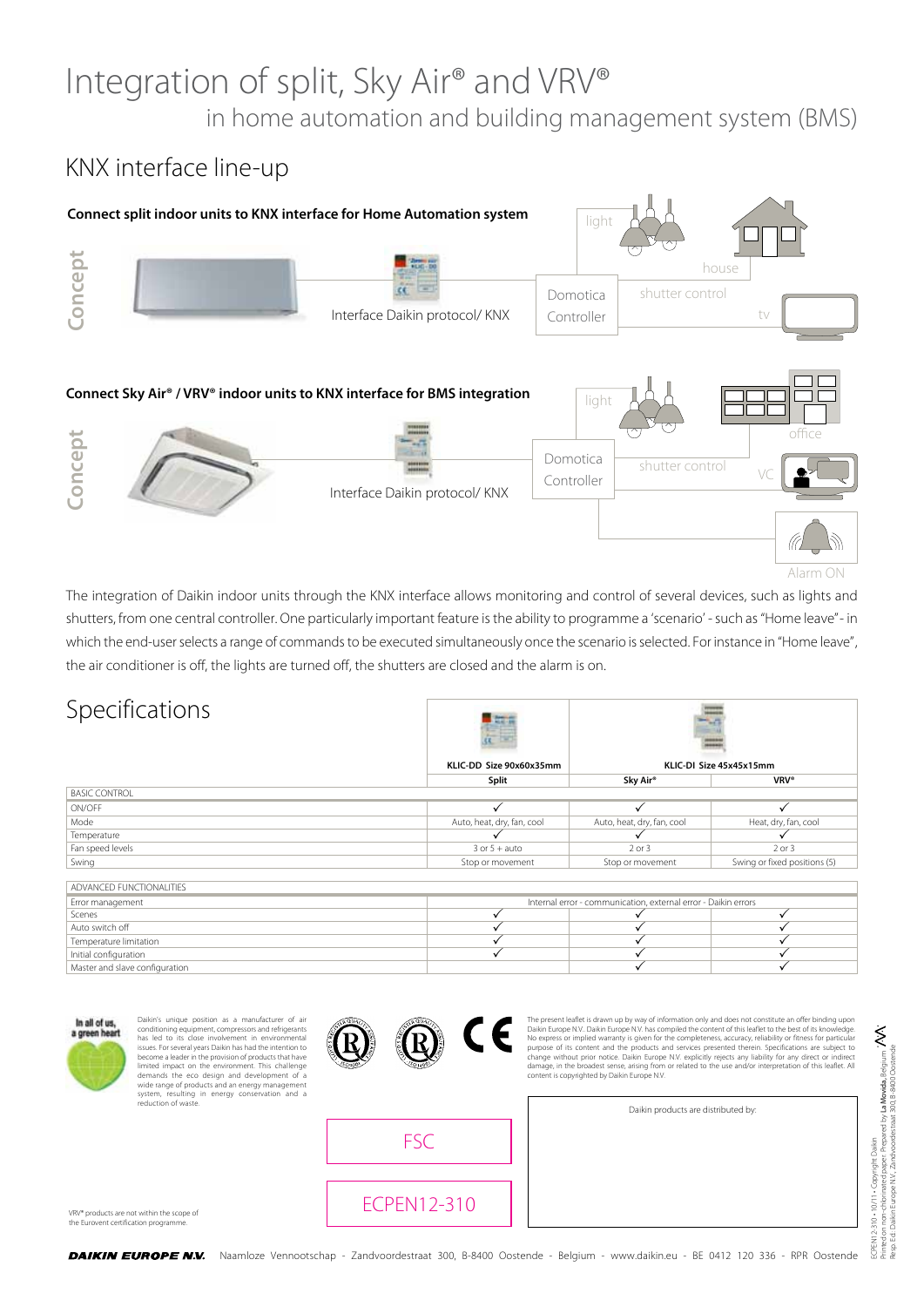# Integration of split, Sky Air® and VRV®

## in home automation and building management system (BMS)

## KNX interface line-up

**Connect split indoor units to KNX interface for Home Automation system**

Concept

Interface Daikin protocol/ KNX

Domotica Controller

light

house

shutter control

tv

**Connect Sky Air® / VRV® indoor units to KNX interface for BMS integration**

Concept

Interface Daikin protocol/ KNX

Domotica Controller

light

office

shutter control

VC

Alarm ON

The integration of Daikin indoor units through the KNX interface allows monitoring and control of several devices, such as lights and shutters, from one central controller. One particularly important feature is the ability to programme a 'scenario' - such as "Home leave" - in which the end-user selects a range of commands to be executed simultaneously once the scenario is selected. For instance in "Home leave", the air conditioner is off, the lights are turned off, the shutters are closed and the alarm is on.

## Specifications

| | KLIC-DD Size 90x60x35mm | KLIC-DI Size 45x45x15mm | |
|---|---|---|---|
| | Split | Sky Air® | VRV® |
| BASIC CONTROL | | | |
| ON/OFF | ✓ | ✓ | ✓ |
| Mode | Auto, heat, dry, fan, cool | Auto, heat, dry, fan, cool | Heat, dry, fan, cool |
| Temperature | ✓ | ✓ | ✓ |
| Fan speed levels | 3 or 5 + auto | 2 or 3 | 2 or 3 |
| Swing | Stop or movement | Stop or movement | Swing or fixed positions (5) |
| ADVANCED FUNCTIONALITIES | | | |
| Error management | Internal error - communication, external error - Daikin errors | | |
| Scenes | ✓ | ✓ | ✓ |
| Auto switch off | ✓ | ✓ | ✓ |
| Temperature limitation | ✓ | ✓ | ✓ |
| Initial configuration | ✓ | ✓ | ✓ |
| Master and slave configuration | | ✓ | ✓ |

**In all of us, a green heart**

Daikin's unique position as a manufacturer of air conditioning equipment, compressors and refrigerants has led to its close involvement in environmental issues. For several years Daikin has had the intention to become a leader in the provision of products that have limited impact on the environment. This challenge demands the eco design and development of a wide range of products and an energy management system, resulting in energy conservation and a reduction of waste.

The present leaflet is drawn up by way of information only and does not constitute an offer binding upon Daikin Europe N.V. Daikin Europe N.V. has compiled the content of this leaflet to the best of its knowledge. No express or implied warranty is given for the completeness, accuracy, reliability or fitness for particular purpose of its content and the products and services presented therein. Specifications are subject to change without prior notice. Daikin Europe N.V. explicitly rejects any liability for any direct or indirect damage, in the broadest sense, arising from or related to the use and/or interpretation of this leaflet. All content is copyrighted by Daikin Europe N.V.

FSC

Daikin products are distributed by:

ECPEN12-310

VRV® products are not within the scope of the Eurovent certification programme.

ECPEN12-310 • 10/11 • Copyright Daikin
Printed on non-chlorinated paper. Prepared by **La Movida**, Belgium
Resp. Ed.: Daikin Europe N.V., Zandvoordestraat 300, B-8400 Oostende

**DAIKIN EUROPE N.V.** Naamloze Vennootschap - Zandvoordestraat 300, B-8400 Oostende - Belgium - www.daikin.eu - BE 0412 120 336 - RPR Oostende